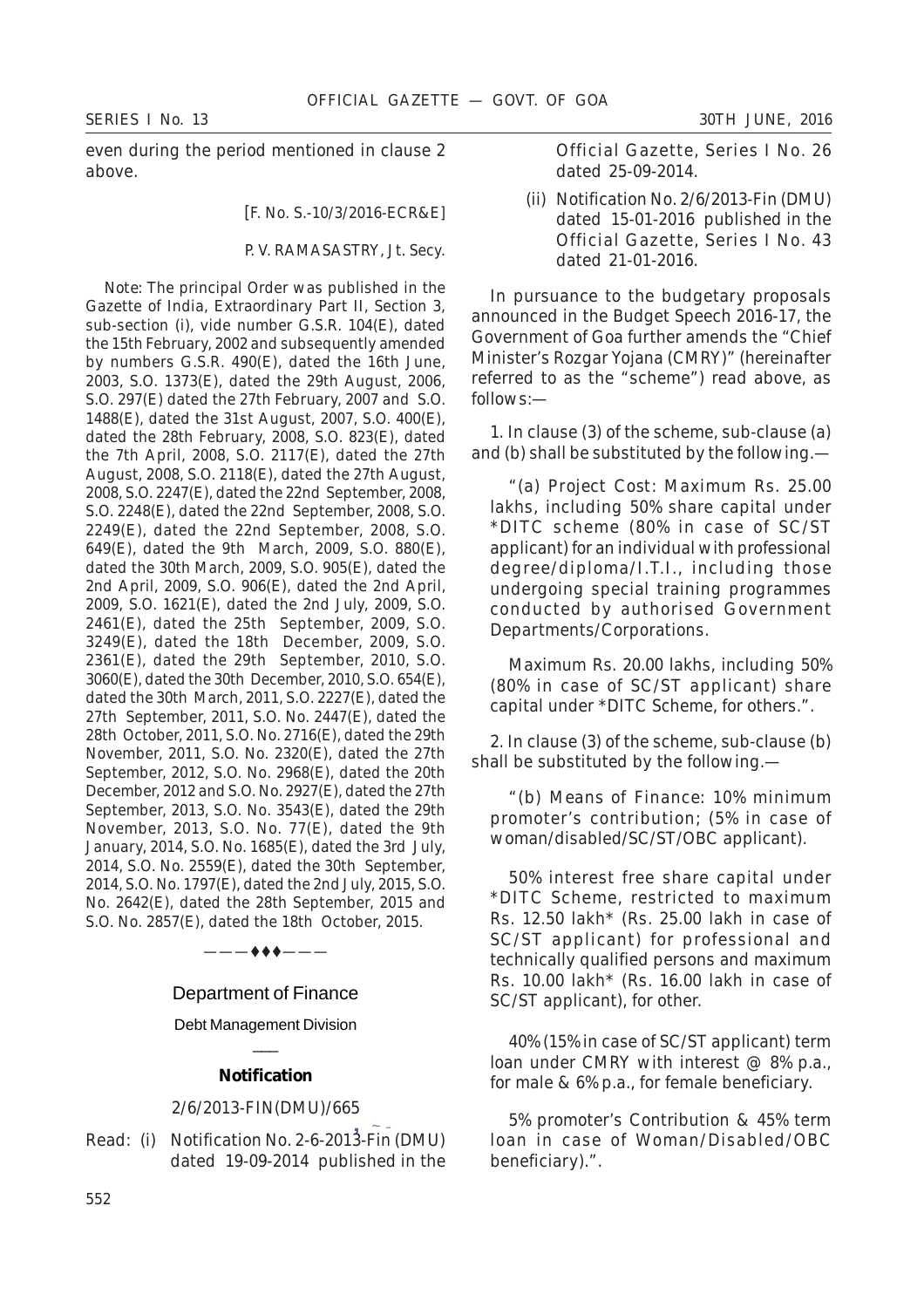even during the period mentioned in clause 2 above.

[F. No. S.-10/3/2016-ECR&E]

P. V. RAMASASTRY, Jt. Secy.

Note: The principal Order was published in the Gazette of India, Extraordinary Part II, Section 3, sub-section (i), vide number G.S.R. 104(E), dated the 15th February, 2002 and subsequently amended by numbers G.S.R. 490(E), dated the 16th June, 2003, S.O. 1373(E), dated the 29th August, 2006, S.O. 297(E) dated the 27th February, 2007 and S.O. 1488(E), dated the 31st August, 2007, S.O. 400(E), dated the 28th February, 2008, S.O. 823(E), dated the 7th April, 2008, S.O. 2117(E), dated the 27th August, 2008, S.O. 2118(E), dated the 27th August, 2008, S.O. 2247(E), dated the 22nd September, 2008, S.O. 2248(E), dated the 22nd September, 2008, S.O. 2249(E), dated the 22nd September, 2008, S.O. 649(E), dated the 9th March, 2009, S.O. 880(E), dated the 30th March, 2009, S.O. 905(E), dated the 2nd April, 2009, S.O. 906(E), dated the 2nd April, 2009, S.O. 1621(E), dated the 2nd July, 2009, S.O. 2461(E), dated the 25th September, 2009, S.O. 3249(E), dated the 18th December, 2009, S.O. 2361(E), dated the 29th September, 2010, S.O. 3060(E), dated the 30th December, 2010, S.O. 654(E), dated the 30th March, 2011, S.O. 2227(E), dated the 27th September, 2011, S.O. No. 2447(E), dated the 28th October, 2011, S.O. No. 2716(E), dated the 29th November, 2011, S.O. No. 2320(E), dated the 27th September, 2012, S.O. No. 2968(E), dated the 20th December, 2012 and S.O. No. 2927(E), dated the 27th September, 2013, S.O. No. 3543(E), dated the 29th November, 2013, S.O. No. 77(E), dated the 9th January, 2014, S.O. No. 1685(E), dated the 3rd July, 2014, S.O. No. 2559(E), dated the 30th September, 2014, S.O. No. 1797(E), dated the 2nd July, 2015, S.O. No. 2642(E), dated the 28th September, 2015 and S.O. No. 2857(E), dated the 18th October, 2015.

———♦♦♦———

## Department of Finance

Debt Management Division

___

### Notification

2/6/2013-FIN(DMU)/665

Read: (i) Notification No. 2-6-2013-Fin (DMU) dated 19-09-2014 published in the Official Gazette, Series I No. 26 dated 25-09-2014.

(ii) Notification No. 2/6/2013-Fin (DMU) dated 15-01-2016 published in the Official Gazette, Series I No. 43 dated 21-01-2016.

In pursuance to the budgetary proposals announced in the Budget Speech 2016-17, the Government of Goa further amends the "Chief Minister's Rozgar Yojana (CMRY)" (hereinafter referred to as the "scheme") read above, as follows:—

1. In clause (3) of the scheme, sub-clause (a) and (b) shall be substituted by the following.—

"(a) Project Cost: Maximum Rs. 25.00 lakhs, including 50% share capital under *DITC scheme (80% in case of SC/ST applicant) for an individual with professional degree/diploma/I.T.I., including those undergoing special training programmes conducted by authorised Government Departments/Corporations.

Maximum Rs. 20.00 lakhs, including 50% (80% in case of SC/ST applicant) share capital under *DITC Scheme, for others.".

2. In clause (3) of the scheme, sub-clause (b) shall be substituted by the following.—

"(b) Means of Finance: 10% minimum promoter's contribution; (5% in case of woman/disabled/SC/ST/OBC applicant).

50% interest free share capital under *DITC Scheme, restricted to maximum Rs. 12.50 lakh* (Rs. 25.00 lakh in case of SC/ST applicant) for professional and technically qualified persons and maximum Rs. 10.00 lakh* (Rs. 16.00 lakh in case of SC/ST applicant), for other.

40% (15% in case of SC/ST applicant) term loan under CMRY with interest @ 8% p.a., for male & 6% p.a., for female beneficiary.

5% promoter's Contribution & 45% term loan in case of Woman/Disabled/OBC beneficiary).".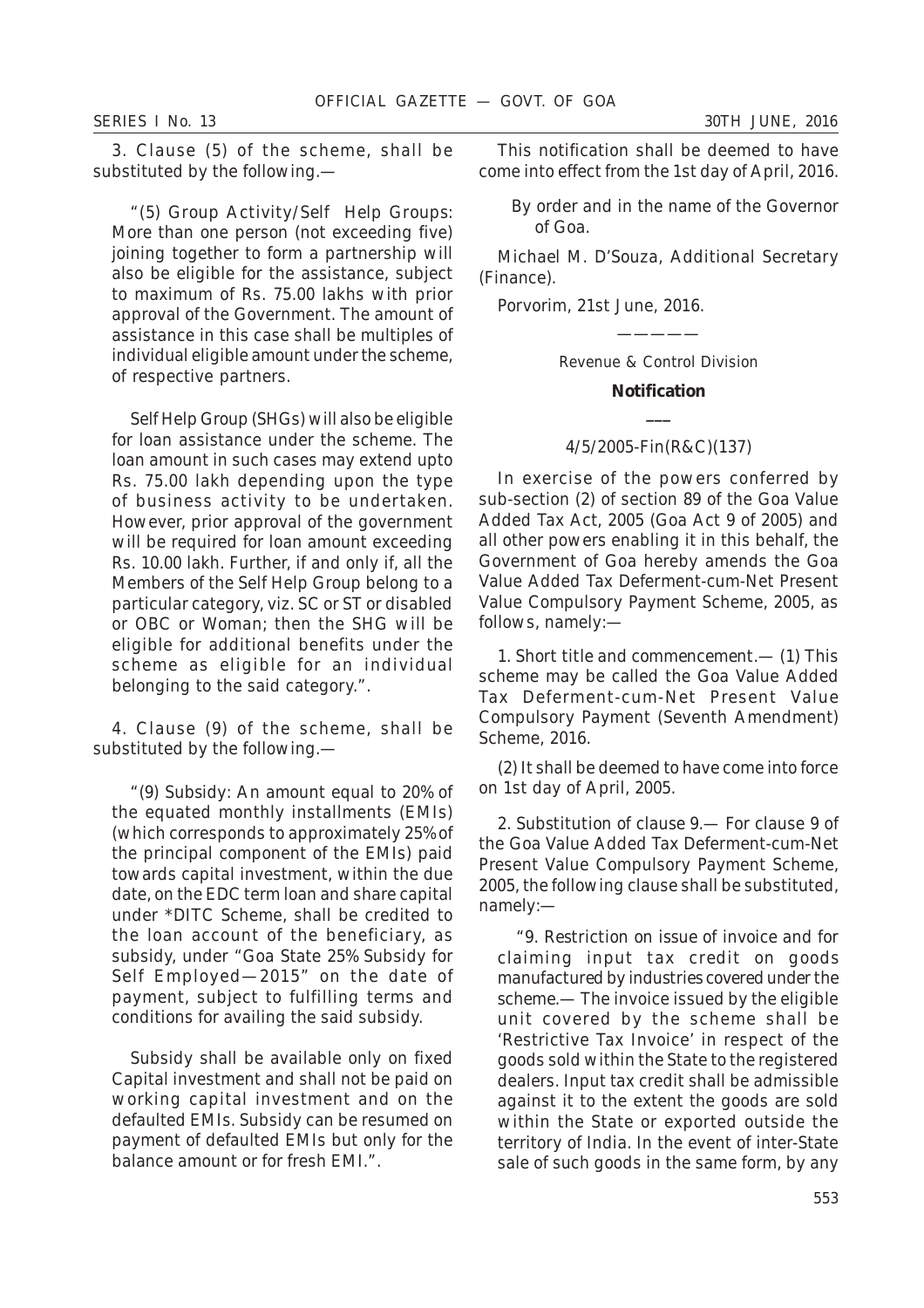3. Clause (5) of the scheme, shall be substituted by the following.—

"(5) Group Activity/Self Help Groups: More than one person (not exceeding five) joining together to form a partnership will also be eligible for the assistance, subject to maximum of Rs. 75.00 lakhs with prior approval of the Government. The amount of assistance in this case shall be multiples of individual eligible amount under the scheme, of respective partners.

Self Help Group (SHGs) will also be eligible for loan assistance under the scheme. The loan amount in such cases may extend upto Rs. 75.00 lakh depending upon the type of business activity to be undertaken. However, prior approval of the government will be required for loan amount exceeding Rs. 10.00 lakh. Further, if and only if, all the Members of the Self Help Group belong to a particular category, viz. SC or ST or disabled or OBC or Woman; then the SHG will be eligible for additional benefits under the scheme as eligible for an individual belonging to the said category.".

4. Clause (9) of the scheme, shall be substituted by the following.—

"(9) Subsidy: An amount equal to 20% of the equated monthly installments (EMIs) (which corresponds to approximately 25% of the principal component of the EMIs) paid towards capital investment, within the due date, on the EDC term loan and share capital under *DITC Scheme, shall be credited to the loan account of the beneficiary, as subsidy, under "Goa State 25% Subsidy for Self Employed—2015" on the date of payment, subject to fulfilling terms and conditions for availing the said subsidy.

Subsidy shall be available only on fixed Capital investment and shall not be paid on working capital investment and on the defaulted EMIs. Subsidy can be resumed on payment of defaulted EMIs but only for the balance amount or for fresh EMI.".

This notification shall be deemed to have come into effect from the 1st day of April, 2016.

By order and in the name of the Governor of Goa.

Michael M. D'Souza, Additional Secretary (Finance).

Porvorim, 21st June, 2016.

---

Revenue & Control Division

**Notification**

4/5/2005-Fin(R&C)(137)

In exercise of the powers conferred by sub-section (2) of section 89 of the Goa Value Added Tax Act, 2005 (Goa Act 9 of 2005) and all other powers enabling it in this behalf, the Government of Goa hereby amends the Goa Value Added Tax Deferment-cum-Net Present Value Compulsory Payment Scheme, 2005, as follows, namely:—

1. Short title and commencement.— (1) This scheme may be called the Goa Value Added Tax Deferment-cum-Net Present Value Compulsory Payment (Seventh Amendment) Scheme, 2016.

(2) It shall be deemed to have come into force on 1st day of April, 2005.

2. Substitution of clause 9.— For clause 9 of the Goa Value Added Tax Deferment-cum-Net Present Value Compulsory Payment Scheme, 2005, the following clause shall be substituted, namely:—

"9. Restriction on issue of invoice and for claiming input tax credit on goods manufactured by industries covered under the scheme.— The invoice issued by the eligible unit covered by the scheme shall be 'Restrictive Tax Invoice' in respect of the goods sold within the State to the registered dealers. Input tax credit shall be admissible against it to the extent the goods are sold within the State or exported outside the territory of India. In the event of inter-State sale of such goods in the same form, by any